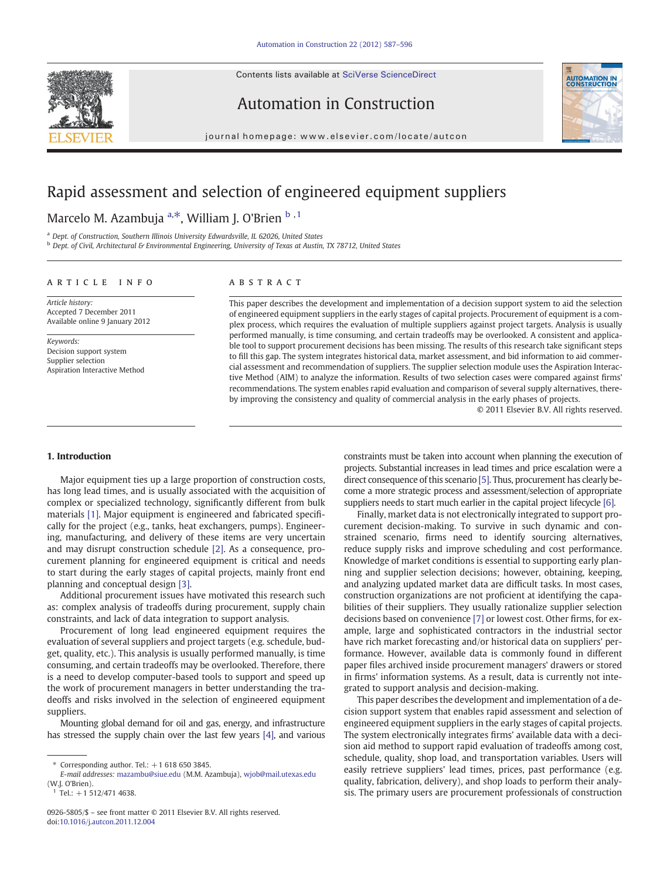# Rapid assessment and selection of engineered equipment suppliers

Marcelo M. Azambuja [a,*], William J. O'Brien [b,1]

[a] Dept. of Construction, Southern Illinois University Edwardsville, IL 62026, United States

[b] Dept. of Civil, Architectural & Environmental Engineering, University of Texas at Austin, TX 78712, United States

**ARTICLE INFO**

*Article history:*
Accepted 7 December 2011
Available online 9 January 2012

*Keywords:*
Decision support system
Supplier selection
Aspiration Interactive Method

**ABSTRACT**

This paper describes the development and implementation of a decision support system to aid the selection of engineered equipment suppliers in the early stages of capital projects. Procurement of equipment is a complex process, which requires the evaluation of multiple suppliers against project targets. Analysis is usually performed manually, is time consuming, and certain tradeoffs may be overlooked. A consistent and applicable tool to support procurement decisions has been missing. The results of this research take significant steps to fill this gap. The system integrates historical data, market assessment, and bid information to aid commercial assessment and recommendation of suppliers. The supplier selection module uses the Aspiration Interactive Method (AIM) to analyze the information. Results of two selection cases were compared against firms' recommendations. The system enables rapid evaluation and comparison of several supply alternatives, thereby improving the consistency and quality of commercial analysis in the early phases of projects.

© 2011 Elsevier B.V. All rights reserved.

## 1. Introduction

Major equipment ties up a large proportion of construction costs, has long lead times, and is usually associated with the acquisition of complex or specialized technology, significantly different from bulk materials [1]. Major equipment is engineered and fabricated specifically for the project (e.g., tanks, heat exchangers, pumps). Engineering, manufacturing, and delivery of these items are very uncertain and may disrupt construction schedule [2]. As a consequence, procurement planning for engineered equipment is critical and needs to start during the early stages of capital projects, mainly front end planning and conceptual design [3].

Additional procurement issues have motivated this research such as: complex analysis of tradeoffs during procurement, supply chain constraints, and lack of data integration to support analysis.

Procurement of long lead engineered equipment requires the evaluation of several suppliers and project targets (e.g. schedule, budget, quality, etc.). This analysis is usually performed manually, is time consuming, and certain tradeoffs may be overlooked. Therefore, there is a need to develop computer-based tools to support and speed up the work of procurement managers in better understanding the tradeoffs and risks involved in the selection of engineered equipment suppliers.

Mounting global demand for oil and gas, energy, and infrastructure has stressed the supply chain over the last few years [4], and various constraints must be taken into account when planning the execution of projects. Substantial increases in lead times and price escalation were a direct consequence of this scenario [5]. Thus, procurement has clearly become a more strategic process and assessment/selection of appropriate suppliers needs to start much earlier in the capital project lifecycle [6].

Finally, market data is not electronically integrated to support procurement decision-making. To survive in such dynamic and constrained scenario, firms need to identify sourcing alternatives, reduce supply risks and improve scheduling and cost performance. Knowledge of market conditions is essential to supporting early planning and supplier selection decisions; however, obtaining, keeping, and analyzing updated market data are difficult tasks. In most cases, construction organizations are not proficient at identifying the capabilities of their suppliers. They usually rationalize supplier selection decisions based on convenience [7] or lowest cost. Other firms, for example, large and sophisticated contractors in the industrial sector have rich market forecasting and/or historical data on suppliers' performance. However, available data is commonly found in different paper files archived inside procurement managers' drawers or stored in firms' information systems. As a result, data is currently not integrated to support analysis and decision-making.

This paper describes the development and implementation of a decision support system that enables rapid assessment and selection of engineered equipment suppliers in the early stages of capital projects. The system electronically integrates firms' available data with a decision aid method to support rapid evaluation of tradeoffs among cost, schedule, quality, shop load, and transportation variables. Users will easily retrieve suppliers' lead times, prices, past performance (e.g. quality, fabrication, delivery), and shop loads to perform their analysis. The primary users are procurement professionals of construction

\* Corresponding author. Tel.: +1 618 650 3845.
*E-mail addresses:* mazambu@siue.edu (M.M. Azambuja), wjob@mail.utexas.edu (W.J. O'Brien).
[1] Tel.: +1 512/471 4638.

0926-5805/$ – see front matter © 2011 Elsevier B.V. All rights reserved.
doi:10.1016/j.autcon.2011.12.004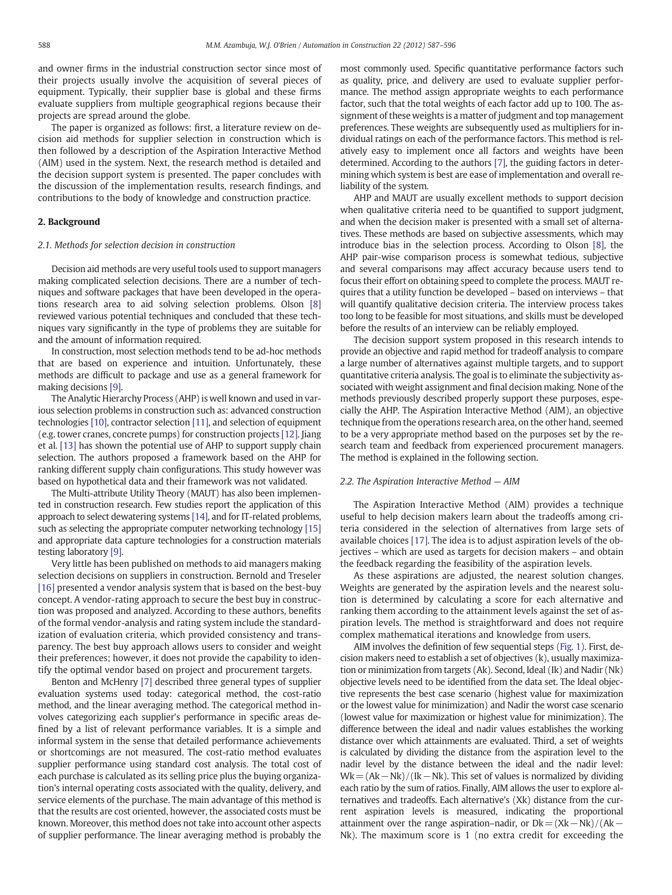and owner firms in the industrial construction sector since most of their projects usually involve the acquisition of several pieces of equipment. Typically, their supplier base is global and these firms evaluate suppliers from multiple geographical regions because their projects are spread around the globe.

The paper is organized as follows: first, a literature review on decision aid methods for supplier selection in construction which is then followed by a description of the Aspiration Interactive Method (AIM) used in the system. Next, the research method is detailed and the decision support system is presented. The paper concludes with the discussion of the implementation results, research findings, and contributions to the body of knowledge and construction practice.

## 2. Background

### 2.1. Methods for selection decision in construction

Decision aid methods are very useful tools used to support managers making complicated selection decisions. There are a number of techniques and software packages that have been developed in the operations research area to aid solving selection problems. Olson [8] reviewed various potential techniques and concluded that these techniques vary significantly in the type of problems they are suitable for and the amount of information required.

In construction, most selection methods tend to be ad-hoc methods that are based on experience and intuition. Unfortunately, these methods are difficult to package and use as a general framework for making decisions [9].

The Analytic Hierarchy Process (AHP) is well known and used in various selection problems in construction such as: advanced construction technologies [10], contractor selection [11], and selection of equipment (e.g. tower cranes, concrete pumps) for construction projects [12]. Jiang et al. [13] has shown the potential use of AHP to support supply chain selection. The authors proposed a framework based on the AHP for ranking different supply chain configurations. This study however was based on hypothetical data and their framework was not validated.

The Multi-attribute Utility Theory (MAUT) has also been implemented in construction research. Few studies report the application of this approach to select dewatering systems [14], and for IT-related problems, such as selecting the appropriate computer networking technology [15] and appropriate data capture technologies for a construction materials testing laboratory [9].

Very little has been published on methods to aid managers making selection decisions on suppliers in construction. Bernold and Treseler [16] presented a vendor analysis system that is based on the best-buy concept. A vendor-rating approach to secure the best buy in construction was proposed and analyzed. According to these authors, benefits of the formal vendor-analysis and rating system include the standardization of evaluation criteria, which provided consistency and transparency. The best buy approach allows users to consider and weight their preferences; however, it does not provide the capability to identify the optimal vendor based on project and procurement targets.

Benton and McHenry [7] described three general types of supplier evaluation systems used today: categorical method, the cost-ratio method, and the linear averaging method. The categorical method involves categorizing each supplier's performance in specific areas defined by a list of relevant performance variables. It is a simple and informal system in the sense that detailed performance achievements or shortcomings are not measured. The cost-ratio method evaluates supplier performance using standard cost analysis. The total cost of each purchase is calculated as its selling price plus the buying organization's internal operating costs associated with the quality, delivery, and service elements of the purchase. The main advantage of this method is that the results are cost oriented, however, the associated costs must be known. Moreover, this method does not take into account other aspects of supplier performance. The linear averaging method is probably the most commonly used. Specific quantitative performance factors such as quality, price, and delivery are used to evaluate supplier performance. The method assign appropriate weights to each performance factor, such that the total weights of each factor add up to 100. The assignment of these weights is a matter of judgment and top management preferences. These weights are subsequently used as multipliers for individual ratings on each of the performance factors. This method is relatively easy to implement once all factors and weights have been determined. According to the authors [7], the guiding factors in determining which system is best are ease of implementation and overall reliability of the system.

AHP and MAUT are usually excellent methods to support decision when qualitative criteria need to be quantified to support judgment, and when the decision maker is presented with a small set of alternatives. These methods are based on subjective assessments, which may introduce bias in the selection process. According to Olson [8], the AHP pair-wise comparison process is somewhat tedious, subjective and several comparisons may affect accuracy because users tend to focus their effort on obtaining speed to complete the process. MAUT requires that a utility function be developed – based on interviews – that will quantify qualitative decision criteria. The interview process takes too long to be feasible for most situations, and skills must be developed before the results of an interview can be reliably employed.

The decision support system proposed in this research intends to provide an objective and rapid method for tradeoff analysis to compare a large number of alternatives against multiple targets, and to support quantitative criteria analysis. The goal is to eliminate the subjectivity associated with weight assignment and final decision making. None of the methods previously described properly support these purposes, especially the AHP. The Aspiration Interactive Method (AIM), an objective technique from the operations research area, on the other hand, seemed to be a very appropriate method based on the purposes set by the research team and feedback from experienced procurement managers. The method is explained in the following section.

### 2.2. The Aspiration Interactive Method — AIM

The Aspiration Interactive Method (AIM) provides a technique useful to help decision makers learn about the tradeoffs among criteria considered in the selection of alternatives from large sets of available choices [17]. The idea is to adjust aspiration levels of the objectives – which are used as targets for decision makers – and obtain the feedback regarding the feasibility of the aspiration levels.

As these aspirations are adjusted, the nearest solution changes. Weights are generated by the aspiration levels and the nearest solution is determined by calculating a score for each alternative and ranking them according to the attainment levels against the set of aspiration levels. The method is straightforward and does not require complex mathematical iterations and knowledge from users.

AIM involves the definition of few sequential steps (Fig. 1). First, decision makers need to establish a set of objectives (k), usually maximization or minimization from targets (Ak). Second, Ideal (Ik) and Nadir (Nk) objective levels need to be identified from the data set. The Ideal objective represents the best case scenario (highest value for maximization or the lowest value for minimization) and Nadir the worst case scenario (lowest value for maximization or highest value for minimization). The difference between the ideal and nadir values establishes the working distance over which attainments are evaluated. Third, a set of weights is calculated by dividing the distance from the aspiration level to the nadir level by the distance between the ideal and the nadir level: $Wk = (Ak - Nk)/(Ik - Nk)$. This set of values is normalized by dividing each ratio by the sum of ratios. Finally, AIM allows the user to explore alternatives and tradeoffs. Each alternative's (Xk) distance from the current aspiration levels is measured, indicating the proportional attainment over the range aspiration–nadir, or $Dk = (Xk - Nk)/(Ak - Nk)$. The maximum score is 1 (no extra credit for exceeding the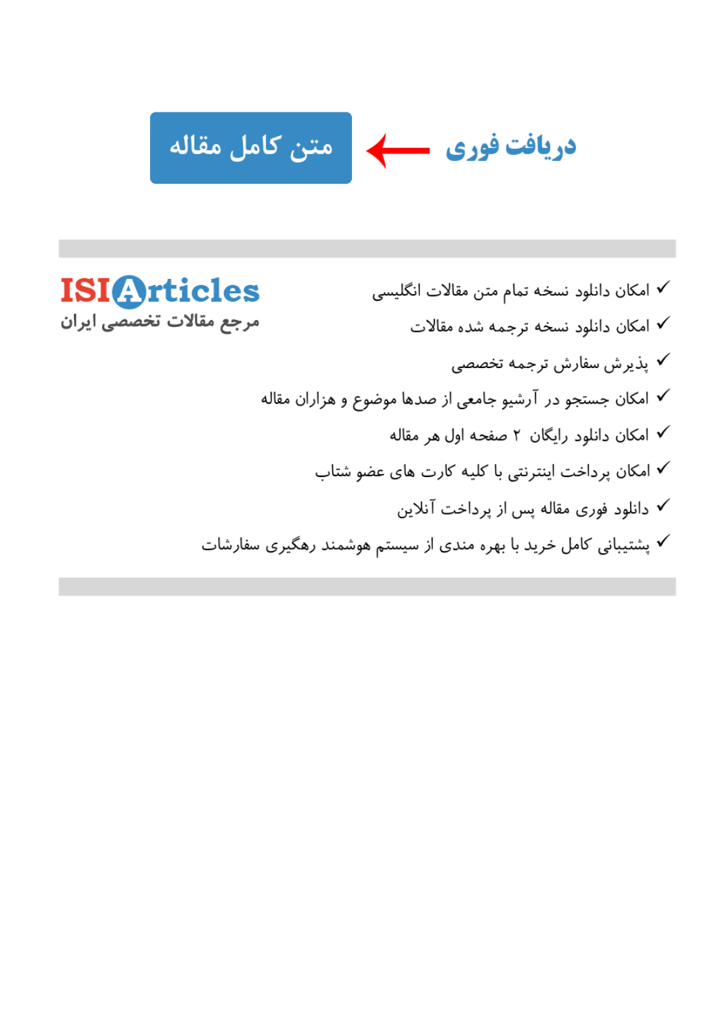دریافت فوری ← متن کامل مقاله

ISIArticles
مرجع مقالات تخصصی ایران

- ✓ امکان دانلود نسخه تمام متن مقالات انگلیسی
- ✓ امکان دانلود نسخه ترجمه شده مقالات
- ✓ پذیرش سفارش ترجمه تخصصی
- ✓ امکان جستجو در آرشیو جامعی از صدها موضوع و هزاران مقاله
- ✓ امکان دانلود رایگان ۲ صفحه اول هر مقاله
- ✓ امکان پرداخت اینترنتی با کلیه کارت های عضو شتاب
- ✓ دانلود فوری مقاله پس از پرداخت آنلاین
- ✓ پشتیبانی کامل خرید با بهره مندی از سیستم هوشمند رهگیری سفارشات